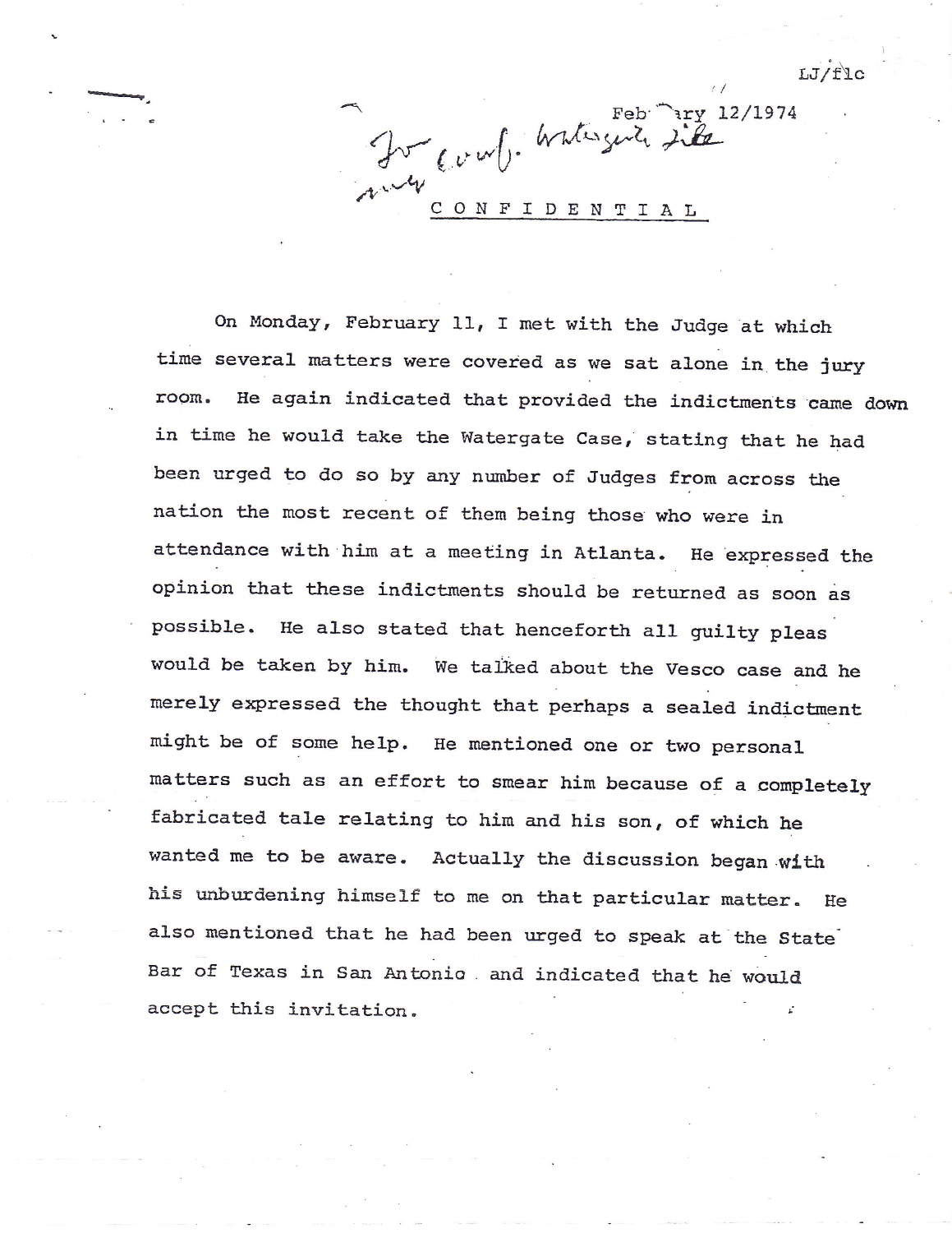LJ/flc

February 12/1974

For conf. Watergate file

CONFIDENTIAL

On Monday, February 11, I met with the Judge at which time several matters were covered as we sat alone in the jury room. He again indicated that provided the indictments came down in time he would take the Watergate Case, stating that he had been urged to do so by any number of Judges from across the nation the most recent of them being those who were in attendance with him at a meeting in Atlanta. He expressed the opinion that these indictments should be returned as soon as possible. He also stated that henceforth all guilty pleas would be taken by him. We talked about the Vesco case and he merely expressed the thought that perhaps a sealed indictment might be of some help. He mentioned one or two personal matters such as an effort to smear him because of a completely fabricated tale relating to him and his son, of which he wanted me to be aware. Actually the discussion began with his unburdening himself to me on that particular matter. He also mentioned that he had been urged to speak at the State Bar of Texas in San Antonio and indicated that he would accept this invitation.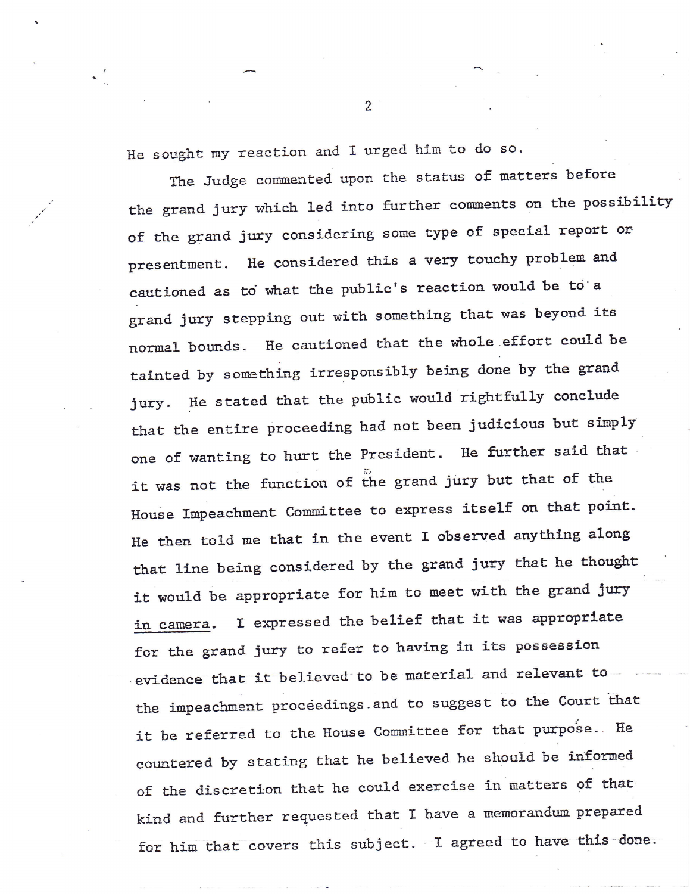He sought my reaction and I urged him to do so.

The Judge commented upon the status of matters before the grand jury which led into further comments on the possibility of the grand jury considering some type of special report or presentment. He considered this a very touchy problem and cautioned as to what the public's reaction would be to a grand jury stepping out with something that was beyond its normal bounds. He cautioned that the whole effort could be tainted by something irresponsibly being done by the grand jury. He stated that the public would rightfully conclude that the entire proceeding had not been judicious but simply one of wanting to hurt the President. He further said that it was not the function of the grand jury but that of the House Impeachment Committee to express itself on that point. He then told me that in the event I observed anything along that line being considered by the grand jury that he thought it would be appropriate for him to meet with the grand jury _in camera_. I expressed the belief that it was appropriate for the grand jury to refer to having in its possession evidence that it believed to be material and relevant to the impeachment proceedings and to suggest to the Court that it be referred to the House Committee for that purpose. He countered by stating that he believed he should be informed of the discretion that he could exercise in matters of that kind and further requested that I have a memorandum prepared for him that covers this subject. I agreed to have this done.